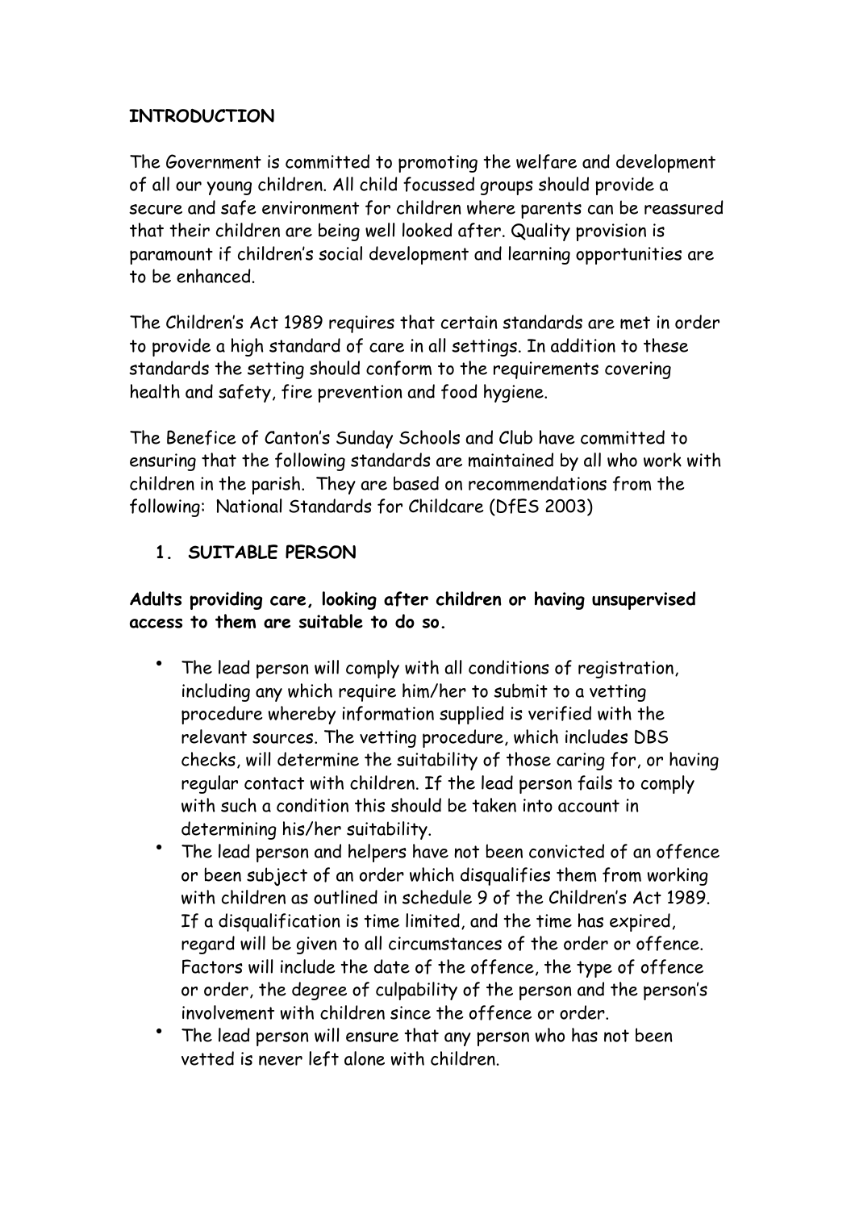## INTRODUCTION

The Government is committed to promoting the welfare and development of all our young children. All child focussed groups should provide a secure and safe environment for children where parents can be reassured that their children are being well looked after. Quality provision is paramount if children's social development and learning opportunities are to be enhanced.

The Children's Act 1989 requires that certain standards are met in order to provide a high standard of care in all settings. In addition to these standards the setting should conform to the requirements covering health and safety, fire prevention and food hygiene.

The Benefice of Canton's Sunday Schools and Club have committed to ensuring that the following standards are maintained by all who work with children in the parish. They are based on recommendations from the following: National Standards for Childcare (DfES 2003)

## 1. SUITABLE PERSON

**Adults providing care, looking after children or having unsupervised access to them are suitable to do so.**

- The lead person will comply with all conditions of registration, including any which require him/her to submit to a vetting procedure whereby information supplied is verified with the relevant sources. The vetting procedure, which includes DBS checks, will determine the suitability of those caring for, or having regular contact with children. If the lead person fails to comply with such a condition this should be taken into account in determining his/her suitability.
- The lead person and helpers have not been convicted of an offence or been subject of an order which disqualifies them from working with children as outlined in schedule 9 of the Children's Act 1989. If a disqualification is time limited, and the time has expired, regard will be given to all circumstances of the order or offence. Factors will include the date of the offence, the type of offence or order, the degree of culpability of the person and the person's involvement with children since the offence or order.
- The lead person will ensure that any person who has not been vetted is never left alone with children.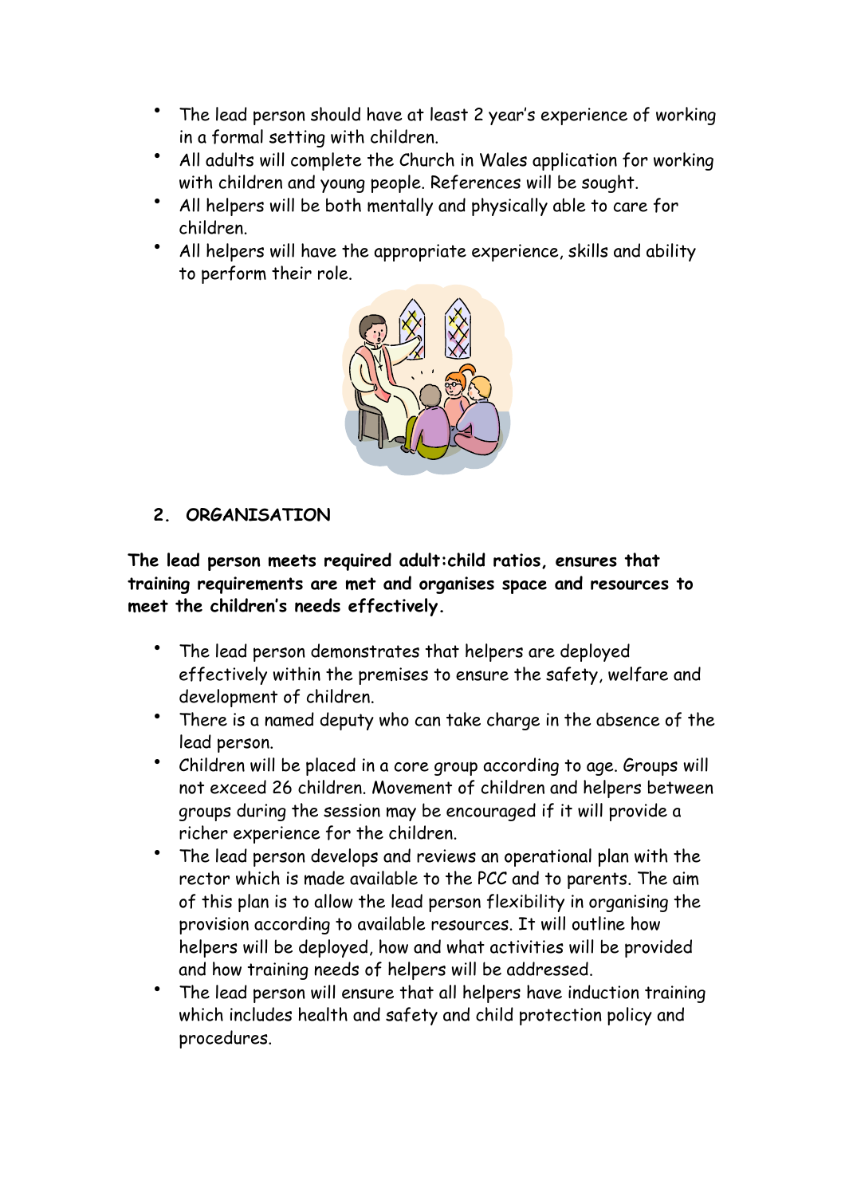- The lead person should have at least 2 year's experience of working in a formal setting with children.
- All adults will complete the Church in Wales application for working with children and young people. References will be sought.
- All helpers will be both mentally and physically able to care for children.
- All helpers will have the appropriate experience, skills and ability to perform their role.

## 2. ORGANISATION

**The lead person meets required adult:child ratios, ensures that training requirements are met and organises space and resources to meet the children's needs effectively.**

- The lead person demonstrates that helpers are deployed effectively within the premises to ensure the safety, welfare and development of children.
- There is a named deputy who can take charge in the absence of the lead person.
- Children will be placed in a core group according to age. Groups will not exceed 26 children. Movement of children and helpers between groups during the session may be encouraged if it will provide a richer experience for the children.
- The lead person develops and reviews an operational plan with the rector which is made available to the PCC and to parents. The aim of this plan is to allow the lead person flexibility in organising the provision according to available resources. It will outline how helpers will be deployed, how and what activities will be provided and how training needs of helpers will be addressed.
- The lead person will ensure that all helpers have induction training which includes health and safety and child protection policy and procedures.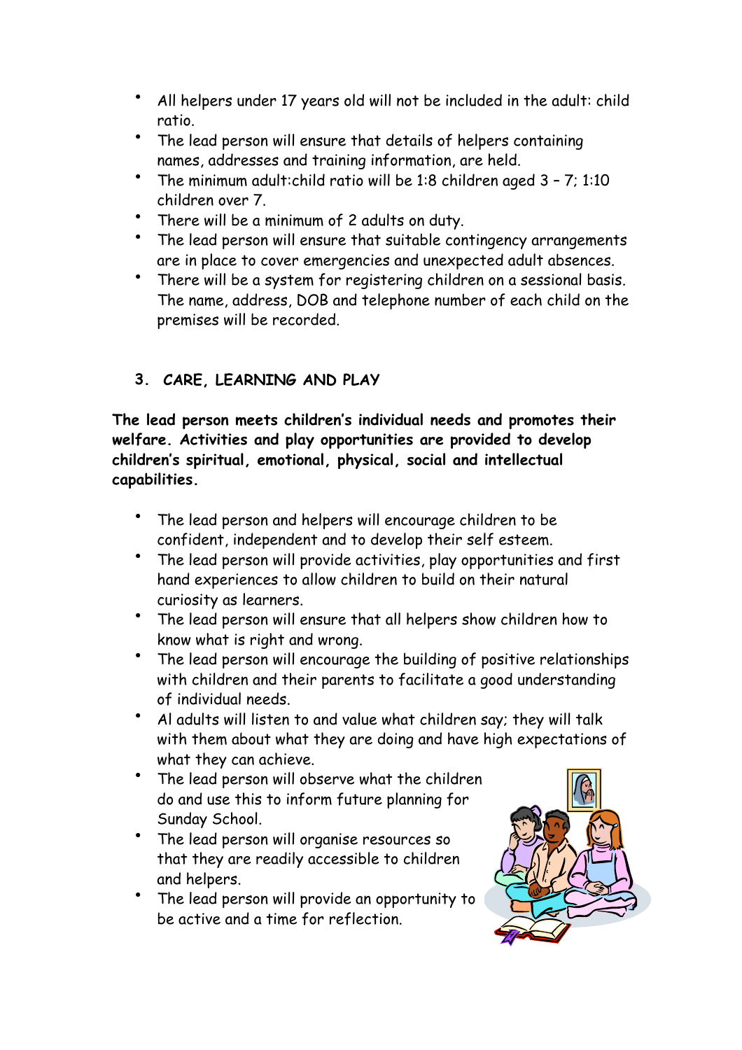- All helpers under 17 years old will not be included in the adult: child ratio.
- The lead person will ensure that details of helpers containing names, addresses and training information, are held.
- The minimum adult:child ratio will be 1:8 children aged 3 – 7; 1:10 children over 7.
- There will be a minimum of 2 adults on duty.
- The lead person will ensure that suitable contingency arrangements are in place to cover emergencies and unexpected adult absences.
- There will be a system for registering children on a sessional basis. The name, address, DOB and telephone number of each child on the premises will be recorded.

## 3. CARE, LEARNING AND PLAY

**The lead person meets children's individual needs and promotes their welfare. Activities and play opportunities are provided to develop children's spiritual, emotional, physical, social and intellectual capabilities.**

- The lead person and helpers will encourage children to be confident, independent and to develop their self esteem.
- The lead person will provide activities, play opportunities and first hand experiences to allow children to build on their natural curiosity as learners.
- The lead person will ensure that all helpers show children how to know what is right and wrong.
- The lead person will encourage the building of positive relationships with children and their parents to facilitate a good understanding of individual needs.
- Al adults will listen to and value what children say; they will talk with them about what they are doing and have high expectations of what they can achieve.
- The lead person will observe what the children do and use this to inform future planning for Sunday School.
- The lead person will organise resources so that they are readily accessible to children and helpers.
- The lead person will provide an opportunity to be active and a time for reflection.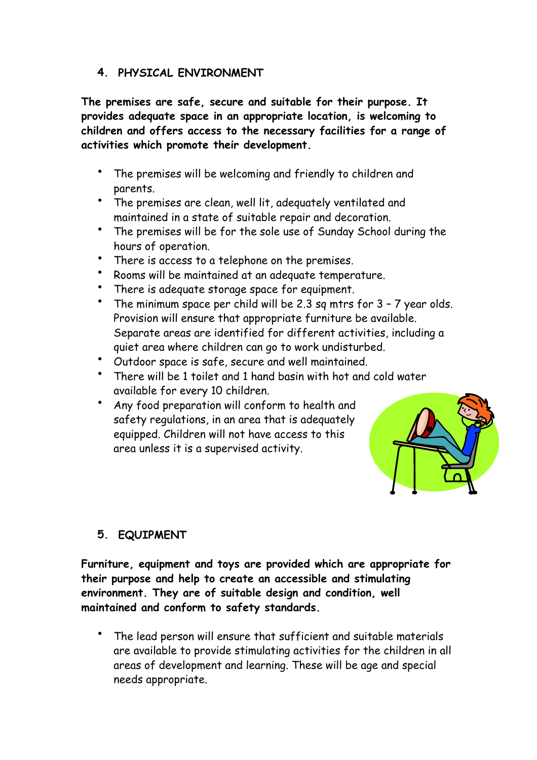## 4. PHYSICAL ENVIRONMENT

**The premises are safe, secure and suitable for their purpose. It provides adequate space in an appropriate location, is welcoming to children and offers access to the necessary facilities for a range of activities which promote their development.**

- The premises will be welcoming and friendly to children and parents.
- The premises are clean, well lit, adequately ventilated and maintained in a state of suitable repair and decoration.
- The premises will be for the sole use of Sunday School during the hours of operation.
- There is access to a telephone on the premises.
- Rooms will be maintained at an adequate temperature.
- There is adequate storage space for equipment.
- The minimum space per child will be 2.3 sq mtrs for 3 – 7 year olds. Provision will ensure that appropriate furniture be available. Separate areas are identified for different activities, including a quiet area where children can go to work undisturbed.
- Outdoor space is safe, secure and well maintained.
- There will be 1 toilet and 1 hand basin with hot and cold water available for every 10 children.
- Any food preparation will conform to health and safety regulations, in an area that is adequately equipped. Children will not have access to this area unless it is a supervised activity.

## 5. EQUIPMENT

**Furniture, equipment and toys are provided which are appropriate for their purpose and help to create an accessible and stimulating environment. They are of suitable design and condition, well maintained and conform to safety standards.**

- The lead person will ensure that sufficient and suitable materials are available to provide stimulating activities for the children in all areas of development and learning. These will be age and special needs appropriate.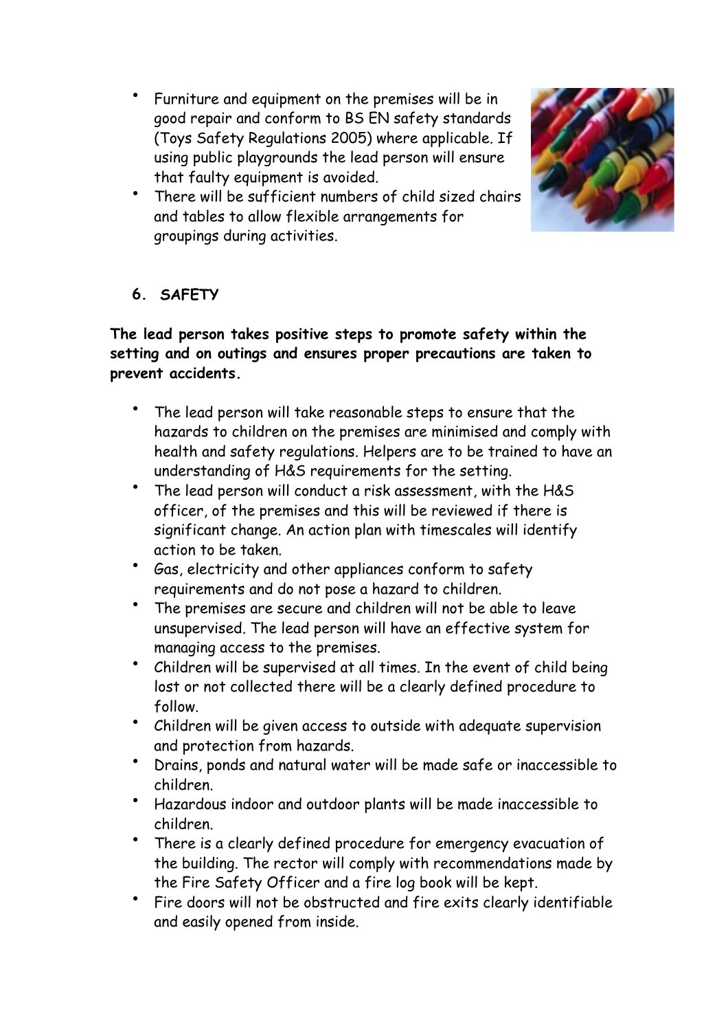- Furniture and equipment on the premises will be in good repair and conform to BS EN safety standards (Toys Safety Regulations 2005) where applicable. If using public playgrounds the lead person will ensure that faulty equipment is avoided.
- There will be sufficient numbers of child sized chairs and tables to allow flexible arrangements for groupings during activities.

## 6. SAFETY

**The lead person takes positive steps to promote safety within the setting and on outings and ensures proper precautions are taken to prevent accidents.**

- The lead person will take reasonable steps to ensure that the hazards to children on the premises are minimised and comply with health and safety regulations. Helpers are to be trained to have an understanding of H&S requirements for the setting.
- The lead person will conduct a risk assessment, with the H&S officer, of the premises and this will be reviewed if there is significant change. An action plan with timescales will identify action to be taken.
- Gas, electricity and other appliances conform to safety requirements and do not pose a hazard to children.
- The premises are secure and children will not be able to leave unsupervised. The lead person will have an effective system for managing access to the premises.
- Children will be supervised at all times. In the event of child being lost or not collected there will be a clearly defined procedure to follow.
- Children will be given access to outside with adequate supervision and protection from hazards.
- Drains, ponds and natural water will be made safe or inaccessible to children.
- Hazardous indoor and outdoor plants will be made inaccessible to children.
- There is a clearly defined procedure for emergency evacuation of the building. The rector will comply with recommendations made by the Fire Safety Officer and a fire log book will be kept.
- Fire doors will not be obstructed and fire exits clearly identifiable and easily opened from inside.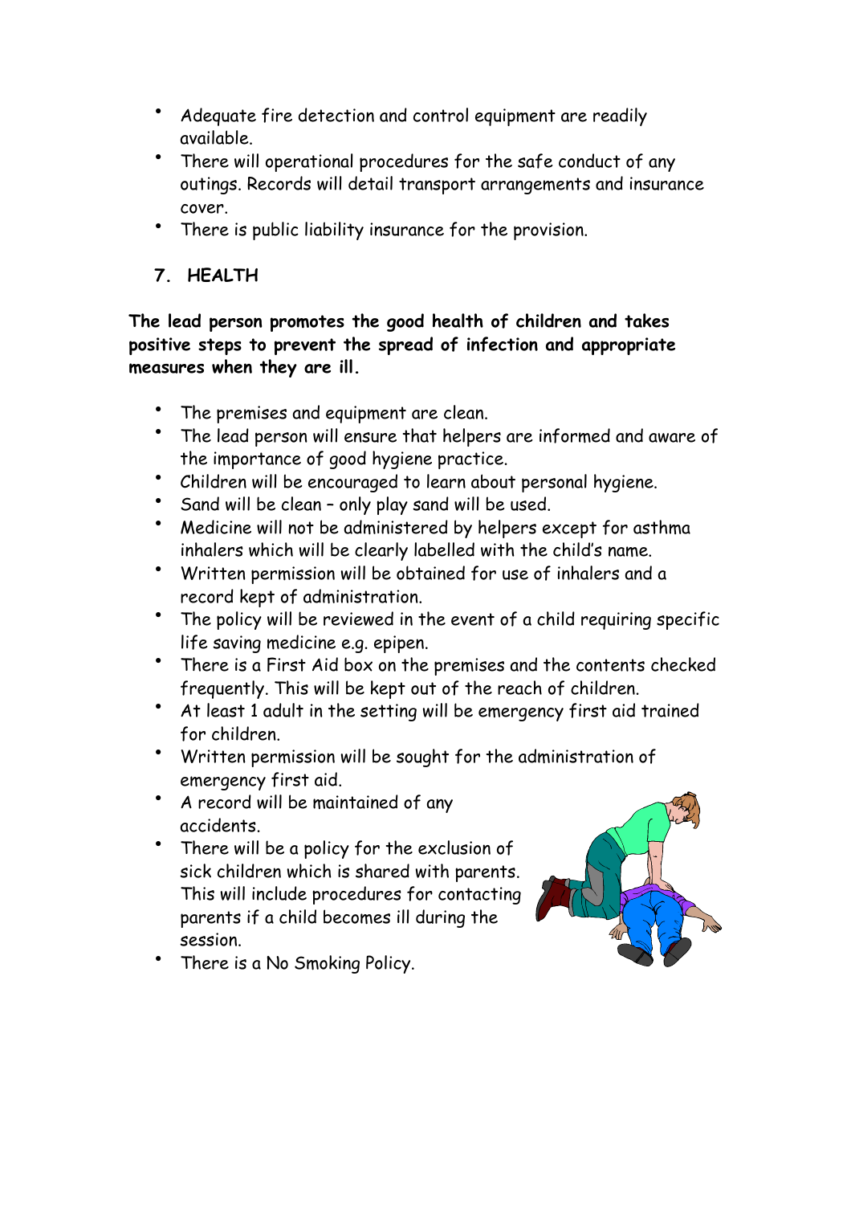- Adequate fire detection and control equipment are readily available.
- There will operational procedures for the safe conduct of any outings. Records will detail transport arrangements and insurance cover.
- There is public liability insurance for the provision.

## 7. HEALTH

**The lead person promotes the good health of children and takes positive steps to prevent the spread of infection and appropriate measures when they are ill.**

- The premises and equipment are clean.
- The lead person will ensure that helpers are informed and aware of the importance of good hygiene practice.
- Children will be encouraged to learn about personal hygiene.
- Sand will be clean – only play sand will be used.
- Medicine will not be administered by helpers except for asthma inhalers which will be clearly labelled with the child's name.
- Written permission will be obtained for use of inhalers and a record kept of administration.
- The policy will be reviewed in the event of a child requiring specific life saving medicine e.g. epipen.
- There is a First Aid box on the premises and the contents checked frequently. This will be kept out of the reach of children.
- At least 1 adult in the setting will be emergency first aid trained for children.
- Written permission will be sought for the administration of emergency first aid.
- A record will be maintained of any accidents.
- There will be a policy for the exclusion of sick children which is shared with parents. This will include procedures for contacting parents if a child becomes ill during the session.
- There is a No Smoking Policy.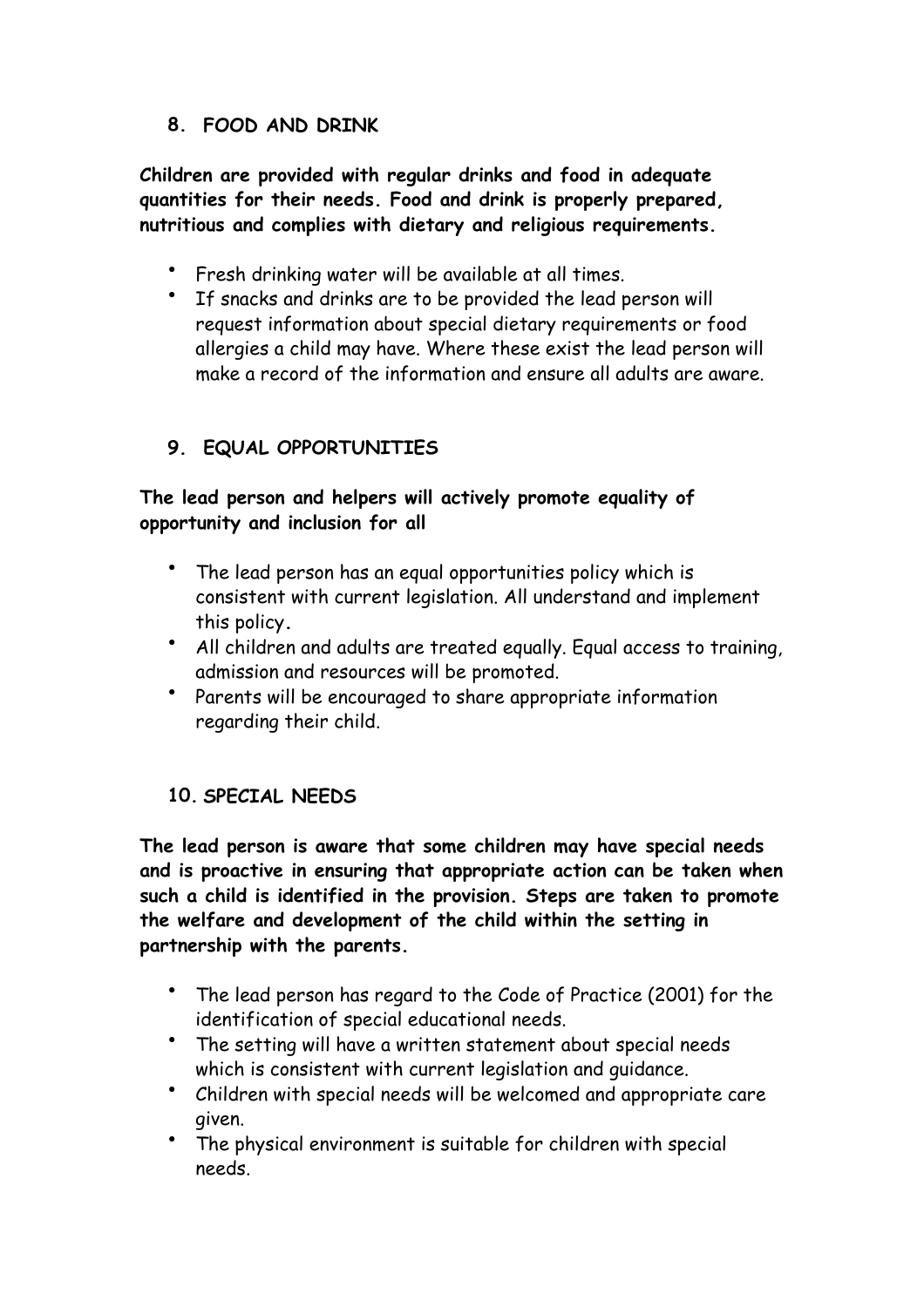## 8. FOOD AND DRINK

**Children are provided with regular drinks and food in adequate quantities for their needs. Food and drink is properly prepared, nutritious and complies with dietary and religious requirements.**

- Fresh drinking water will be available at all times.
- If snacks and drinks are to be provided the lead person will request information about special dietary requirements or food allergies a child may have. Where these exist the lead person will make a record of the information and ensure all adults are aware.

## 9. EQUAL OPPORTUNITIES

**The lead person and helpers will actively promote equality of opportunity and inclusion for all**

- The lead person has an equal opportunities policy which is consistent with current legislation. All understand and implement this policy.
- All children and adults are treated equally. Equal access to training, admission and resources will be promoted.
- Parents will be encouraged to share appropriate information regarding their child.

## 10. SPECIAL NEEDS

**The lead person is aware that some children may have special needs and is proactive in ensuring that appropriate action can be taken when such a child is identified in the provision. Steps are taken to promote the welfare and development of the child within the setting in partnership with the parents.**

- The lead person has regard to the Code of Practice (2001) for the identification of special educational needs.
- The setting will have a written statement about special needs which is consistent with current legislation and guidance.
- Children with special needs will be welcomed and appropriate care given.
- The physical environment is suitable for children with special needs.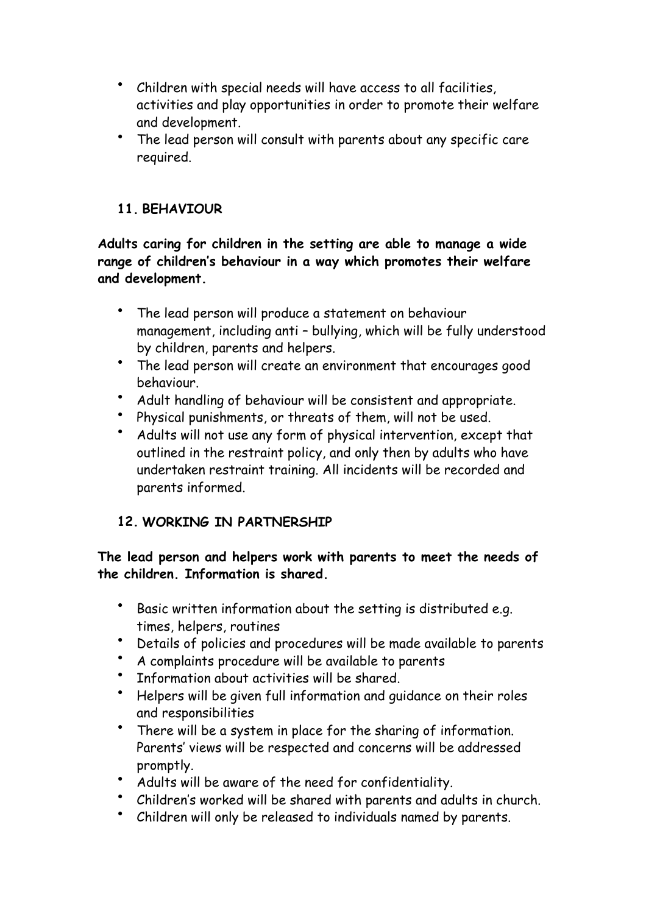- Children with special needs will have access to all facilities, activities and play opportunities in order to promote their welfare and development.
- The lead person will consult with parents about any specific care required.

## 11. BEHAVIOUR

**Adults caring for children in the setting are able to manage a wide range of children's behaviour in a way which promotes their welfare and development.**

- The lead person will produce a statement on behaviour management, including anti – bullying, which will be fully understood by children, parents and helpers.
- The lead person will create an environment that encourages good behaviour.
- Adult handling of behaviour will be consistent and appropriate.
- Physical punishments, or threats of them, will not be used.
- Adults will not use any form of physical intervention, except that outlined in the restraint policy, and only then by adults who have undertaken restraint training. All incidents will be recorded and parents informed.

## 12. WORKING IN PARTNERSHIP

**The lead person and helpers work with parents to meet the needs of the children. Information is shared.**

- Basic written information about the setting is distributed e.g. times, helpers, routines
- Details of policies and procedures will be made available to parents
- A complaints procedure will be available to parents
- Information about activities will be shared.
- Helpers will be given full information and guidance on their roles and responsibilities
- There will be a system in place for the sharing of information. Parents' views will be respected and concerns will be addressed promptly.
- Adults will be aware of the need for confidentiality.
- Children's worked will be shared with parents and adults in church.
- Children will only be released to individuals named by parents.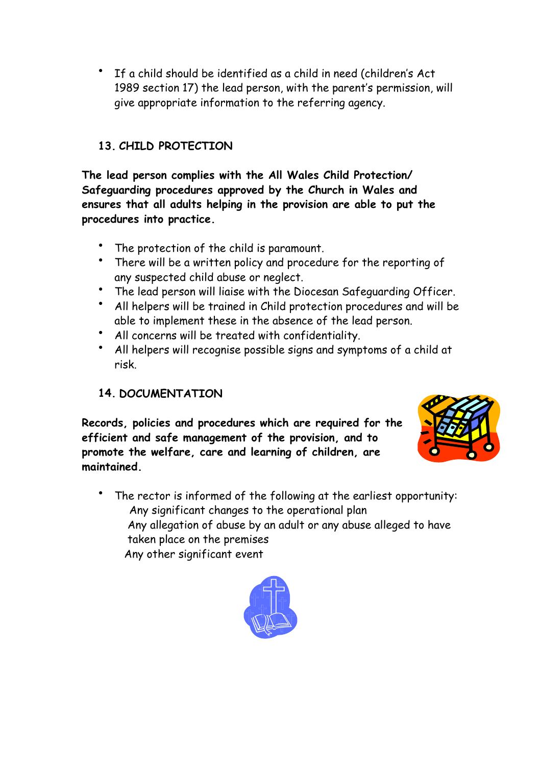- If a child should be identified as a child in need (children's Act 1989 section 17) the lead person, with the parent's permission, will give appropriate information to the referring agency.

## 13. CHILD PROTECTION

**The lead person complies with the All Wales Child Protection/ Safeguarding procedures approved by the Church in Wales and ensures that all adults helping in the provision are able to put the procedures into practice.**

- The protection of the child is paramount.
- There will be a written policy and procedure for the reporting of any suspected child abuse or neglect.
- The lead person will liaise with the Diocesan Safeguarding Officer.
- All helpers will be trained in Child protection procedures and will be able to implement these in the absence of the lead person.
- All concerns will be treated with confidentiality.
- All helpers will recognise possible signs and symptoms of a child at risk.

## 14. DOCUMENTATION

**Records, policies and procedures which are required for the efficient and safe management of the provision, and to promote the welfare, care and learning of children, are maintained.**

- The rector is informed of the following at the earliest opportunity:
  - Any significant changes to the operational plan
  - Any allegation of abuse by an adult or any abuse alleged to have taken place on the premises
  - Any other significant event